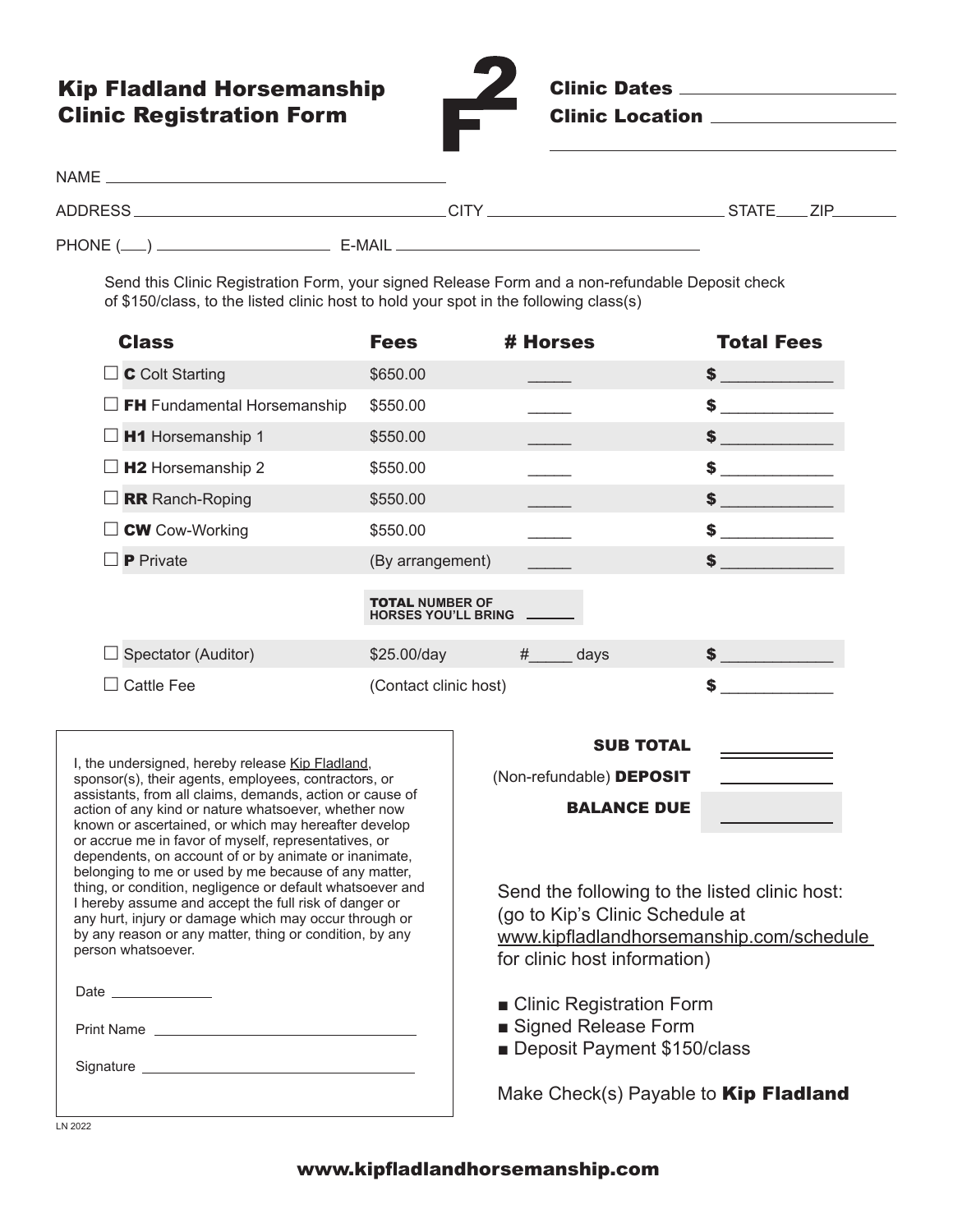# Kip Fladland Horsemanship Clinic Registration Form

**F2**

**Clinic Dates** ____________________

**Clinic Location** ____________________

NAME ______________________________

ADDRESS ______________________________ CITY ____________________ STATE____ ZIP________

PHONE (___) ________________ E-MAIL ______________________________

Send this Clinic Registration Form, your signed Release Form and a non-refundable Deposit check of $150/class, to the listed clinic host to hold your spot in the following class(s)

| Class | Fees | # Horses | Total Fees |
|---|---|---|---|
| ☐ **C** Colt Starting | $650.00 | _____ | $ ____________ |
| ☐ **FH** Fundamental Horsemanship | $550.00 | _____ | $ ____________ |
| ☐ **H1** Horsemanship 1 | $550.00 | _____ | $ ____________ |
| ☐ **H2** Horsemanship 2 | $550.00 | _____ | $ ____________ |
| ☐ **RR** Ranch-Roping | $550.00 | _____ | $ ____________ |
| ☐ **CW** Cow-Working | $550.00 | _____ | $ ____________ |
| ☐ **P** Private | (By arrangement) | _____ | $ ____________ |
| | **TOTAL NUMBER OF HORSES YOU'LL BRING** _____ | | |
| ☐ Spectator (Auditor) | $25.00/day | #_____ days | $ ____________ |
| ☐ Cattle Fee | (Contact clinic host) | | $ ____________ |

I, the undersigned, hereby release Kip Fladland, sponsor(s), their agents, employees, contractors, or assistants, from all claims, demands, action or cause of action of any kind or nature whatsoever, whether now known or ascertained, or which may hereafter develop or accrue me in favor of myself, representatives, or dependents, on account of or by animate or inanimate, belonging to me or used by me because of any matter, thing, or condition, negligence or default whatsoever and I hereby assume and accept the full risk of danger or any hurt, injury or damage which may occur through or by any reason or any matter, thing or condition, by any person whatsoever.

Date ____________

Print Name ______________________________

Signature ______________________________

**SUB TOTAL** ____________

(Non-refundable) **DEPOSIT** ____________

**BALANCE DUE** ____________

Send the following to the listed clinic host: (go to Kip's Clinic Schedule at www.kipfladlandhorsemanship.com/schedule for clinic host information)

- Clinic Registration Form
- Signed Release Form
- Deposit Payment $150/class

Make Check(s) Payable to **Kip Fladland**

LN 2022

**www.kipfladlandhorsemanship.com**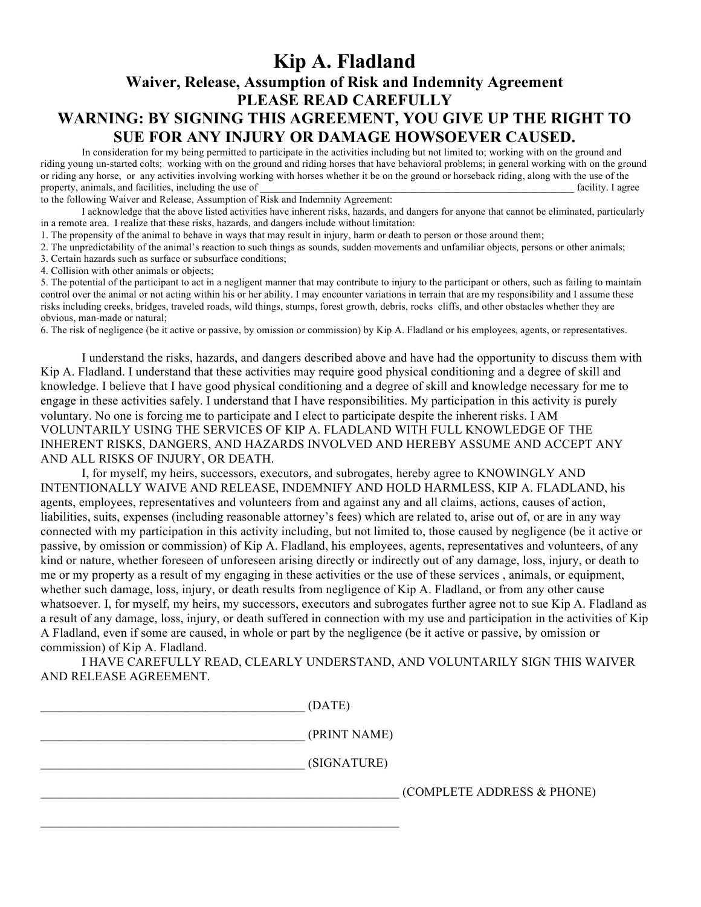# Kip A. Fladland

## Waiver, Release, Assumption of Risk and Indemnity Agreement

## PLEASE READ CAREFULLY

## WARNING: BY SIGNING THIS AGREEMENT, YOU GIVE UP THE RIGHT TO SUE FOR ANY INJURY OR DAMAGE HOWSOEVER CAUSED.

In consideration for my being permitted to participate in the activities including but not limited to; working with on the ground and riding young un-started colts; working with on the ground and riding horses that have behavioral problems; in general working with on the ground or riding any horse, or any activities involving working with horses whether it be on the ground or horseback riding, along with the use of the property, animals, and facilities, including the use of ___________________________________________________________ facility. I agree to the following Waiver and Release, Assumption of Risk and Indemnity Agreement:

I acknowledge that the above listed activities have inherent risks, hazards, and dangers for anyone that cannot be eliminated, particularly in a remote area. I realize that these risks, hazards, and dangers include without limitation:

1. The propensity of the animal to behave in ways that may result in injury, harm or death to person or those around them;
2. The unpredictability of the animal's reaction to such things as sounds, sudden movements and unfamiliar objects, persons or other animals;
3. Certain hazards such as surface or subsurface conditions;
4. Collision with other animals or objects;
5. The potential of the participant to act in a negligent manner that may contribute to injury to the participant or others, such as failing to maintain control over the animal or not acting within his or her ability. I may encounter variations in terrain that are my responsibility and I assume these risks including creeks, bridges, traveled roads, wild things, stumps, forest growth, debris, rocks cliffs, and other obstacles whether they are obvious, man-made or natural;
6. The risk of negligence (be it active or passive, by omission or commission) by Kip A. Fladland or his employees, agents, or representatives.

I understand the risks, hazards, and dangers described above and have had the opportunity to discuss them with Kip A. Fladland. I understand that these activities may require good physical conditioning and a degree of skill and knowledge. I believe that I have good physical conditioning and a degree of skill and knowledge necessary for me to engage in these activities safely. I understand that I have responsibilities. My participation in this activity is purely voluntary. No one is forcing me to participate and I elect to participate despite the inherent risks. I AM VOLUNTARILY USING THE SERVICES OF KIP A. FLADLAND WITH FULL KNOWLEDGE OF THE INHERENT RISKS, DANGERS, AND HAZARDS INVOLVED AND HEREBY ASSUME AND ACCEPT ANY AND ALL RISKS OF INJURY, OR DEATH.

I, for myself, my heirs, successors, executors, and subrogates, hereby agree to KNOWINGLY AND INTENTIONALLY WAIVE AND RELEASE, INDEMNIFY AND HOLD HARMLESS, KIP A. FLADLAND, his agents, employees, representatives and volunteers from and against any and all claims, actions, causes of action, liabilities, suits, expenses (including reasonable attorney's fees) which are related to, arise out of, or are in any way connected with my participation in this activity including, but not limited to, those caused by negligence (be it active or passive, by omission or commission) of Kip A. Fladland, his employees, agents, representatives and volunteers, of any kind or nature, whether foreseen of unforeseen arising directly or indirectly out of any damage, loss, injury, or death to me or my property as a result of my engaging in these activities or the use of these services , animals, or equipment, whether such damage, loss, injury, or death results from negligence of Kip A. Fladland, or from any other cause whatsoever. I, for myself, my heirs, my successors, executors and subrogates further agree not to sue Kip A. Fladland as a result of any damage, loss, injury, or death suffered in connection with my use and participation in the activities of Kip A Fladland, even if some are caused, in whole or part by the negligence (be it active or passive, by omission or commission) of Kip A. Fladland.

I HAVE CAREFULLY READ, CLEARLY UNDERSTAND, AND VOLUNTARILY SIGN THIS WAIVER AND RELEASE AGREEMENT.

__________________________________________ (DATE)

__________________________________________ (PRINT NAME)

__________________________________________ (SIGNATURE)

_________________________________________________________ (COMPLETE ADDRESS & PHONE)

_________________________________________________________